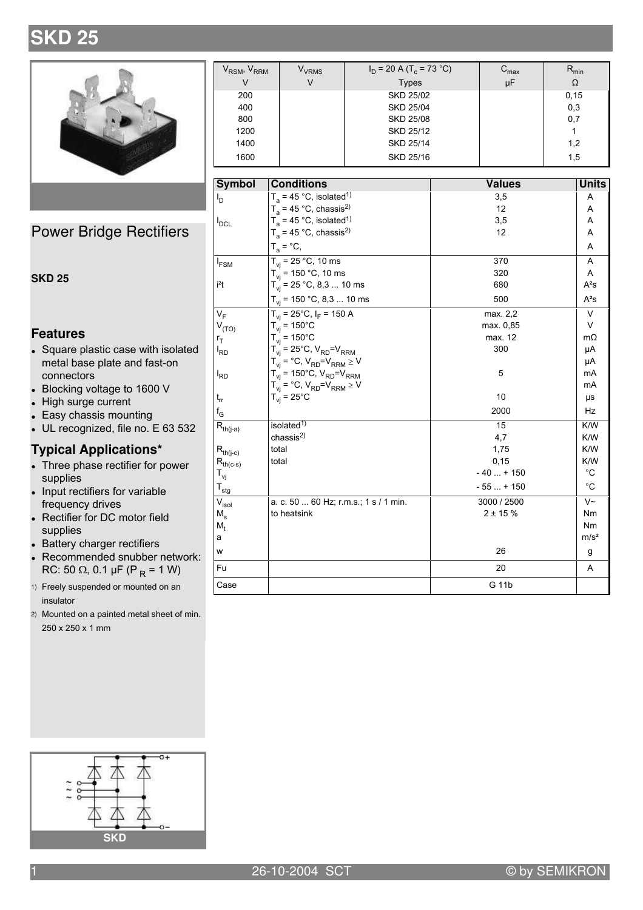# SKD 25

| $V_{RSM}$, $V_{RRM}$ | $V_{VRMS}$ | $I_D$ = 20 A ($T_c$ = 73 °C) | $C_{max}$ | $R_{min}$ |
|---|---|---|---|---|
| V | V | Types | µF | Ω |
| 200 | | SKD 25/02 | | 0,15 |
| 400 | | SKD 25/04 | | 0,3 |
| 800 | | SKD 25/08 | | 0,7 |
| 1200 | | SKD 25/12 | | 1 |
| 1400 | | SKD 25/14 | | 1,2 |
| 1600 | | SKD 25/16 | | 1,5 |

## Power Bridge Rectifiers

**SKD 25**

### Features

- Square plastic case with isolated metal base plate and fast-on connectors
- Blocking voltage to 1600 V
- High surge current
- Easy chassis mounting
- UL recognized, file no. E 63 532

### Typical Applications*

- Three phase rectifier for power supplies
- Input rectifiers for variable frequency drives
- Rectifier for DC motor field supplies
- Battery charger rectifiers
- Recommended snubber network: RC: 50 Ω, 0.1 µF ($P_R$ = 1 W)

1) Freely suspended or mounted on an insulator

2) Mounted on a painted metal sheet of min. 250 x 250 x 1 mm

| Symbol | Conditions | Values | Units |
|---|---|---|---|
| $I_D$ | $T_a$ = 45 °C, isolated[1] | 3,5 | A |
| | $T_a$ = 45 °C, chassis[2] | 12 | A |
| $I_{DCL}$ | $T_a$ = 45 °C, isolated[1] | 3,5 | A |
| | $T_a$ = 45 °C, chassis[2] | 12 | A |
| | $T_a$ = °C, | | A |
| $I_{FSM}$ | $T_{vj}$ = 25 °C, 10 ms | 370 | A |
| | $T_{vj}$ = 150 °C, 10 ms | 320 | A |
| i²t | $T_{vj}$ = 25 °C, 8,3 ... 10 ms | 680 | A²s |
| | $T_{vj}$ = 150 °C, 8,3 ... 10 ms | 500 | A²s |
| $V_F$ | $T_{vj}$ = 25°C, $I_F$ = 150 A | max. 2,2 | V |
| $V_{(TO)}$ | $T_{vj}$ = 150°C | max. 0,85 | V |
| $r_T$ | $T_{vj}$ = 150°C | max. 12 | mΩ |
| $I_{RD}$ | $T_{vj}$ = 25°C, $V_{RD}$=$V_{RRM}$ | 300 | µA |
| | $T_{vj}$ = °C, $V_{RD}$=$V_{RRM}$ ≥ V | | µA |
| $I_{RD}$ | $T_{vj}$ = 150°C, $V_{RD}$=$V_{RRM}$ | 5 | mA |
| | $T_{vj}$ = °C, $V_{RD}$=$V_{RRM}$ ≥ V | | mA |
| $t_{rr}$ | $T_{vj}$ = 25°C | 10 | µs |
| $f_G$ | | 2000 | Hz |
| $R_{th(j-a)}$ | isolated[1] | 15 | K/W |
| | chassis[2] | 4,7 | K/W |
| $R_{th(j-c)}$ | total | 1,75 | K/W |
| $R_{th(c-s)}$ | total | 0,15 | K/W |
| $T_{vj}$ | | - 40 ... + 150 | °C |
| $T_{stg}$ | | - 55 ... + 150 | °C |
| $V_{isol}$ | a. c. 50 ... 60 Hz; r.m.s.; 1 s / 1 min. | 3000 / 2500 | V~ |
| $M_s$ | to heatsink | 2 ± 15 % | Nm |
| $M_t$ | | | Nm |
| a | | | m/s² |
| w | | 26 | g |
| Fu | | 20 | A |
| Case | | G 11b | |

SKD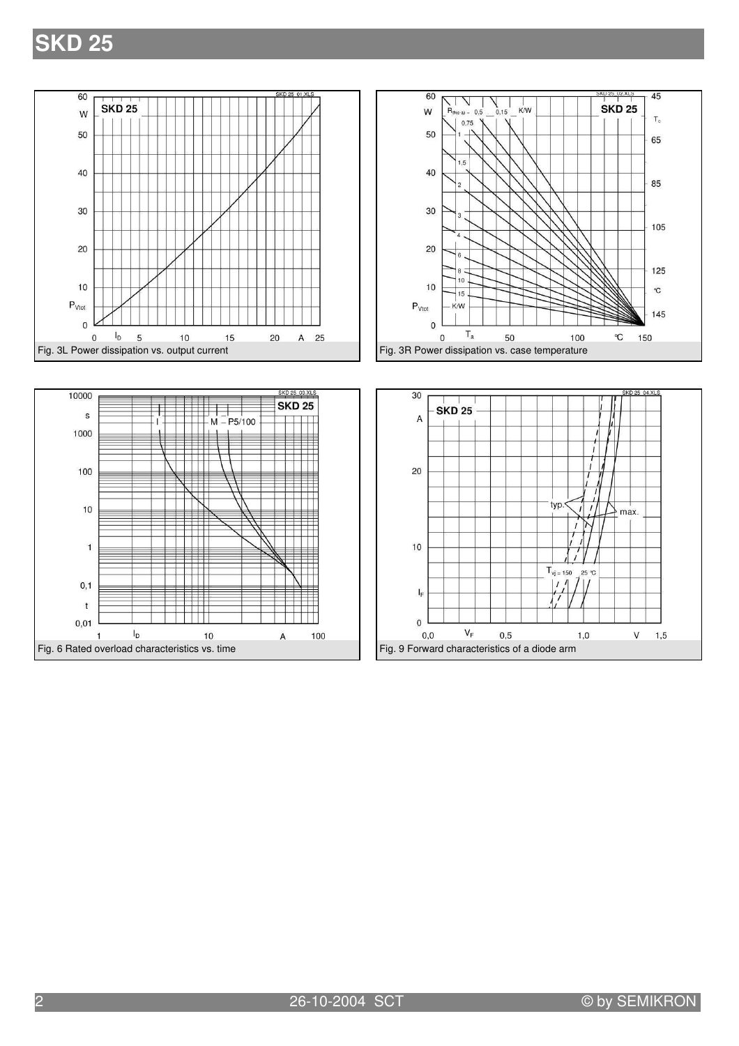Fig. 3L Power dissipation vs. output current

Fig. 3R Power dissipation vs. case temperature

Fig. 6 Rated overload characteristics vs. time

Fig. 9 Forward characteristics of a diode arm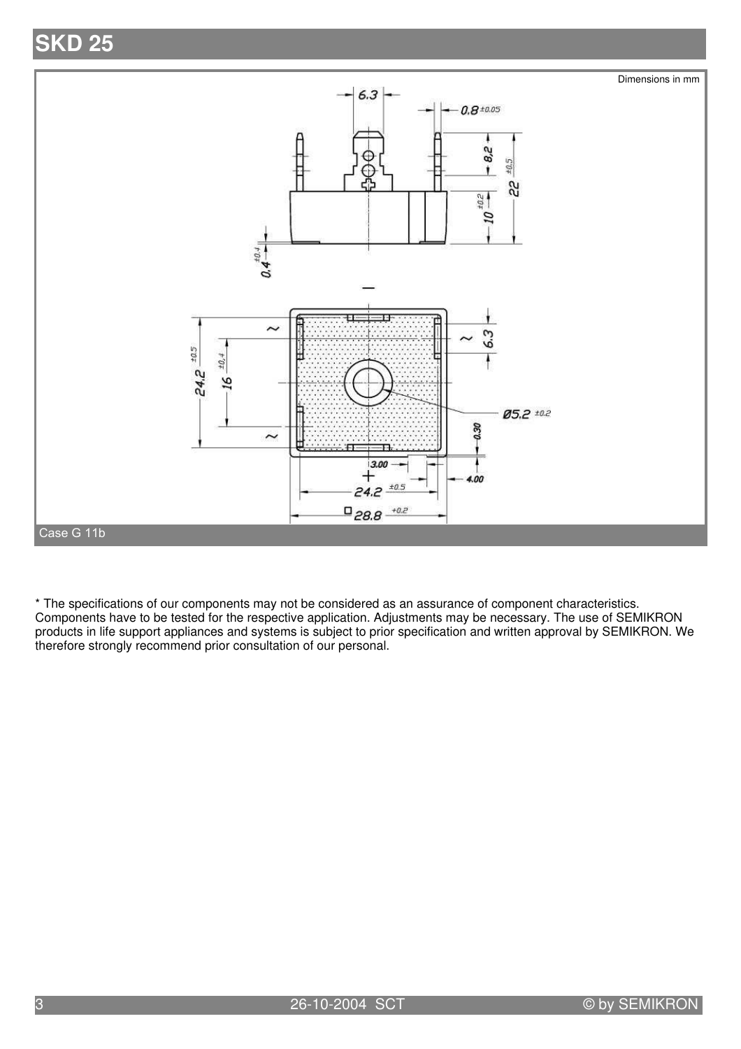# SKD 25

Dimensions in mm

6.3
0.8 ±0.05
8,2
22 ±0.5
10 ±0.2
0,4 ±0.4
−
~
~
6.3
24,2 ±0.5
16 ±0.4
~
Ø5.2 ±0.2
0.30
3.00
+
4.00
24.2 ±0.5
□28.8 +0.2

Case G 11b

* The specifications of our components may not be considered as an assurance of component characteristics. Components have to be tested for the respective application. Adjustments may be necessary. The use of SEMIKRON products in life support appliances and systems is subject to prior specification and written approval by SEMIKRON. We therefore strongly recommend prior consultation of our personal.